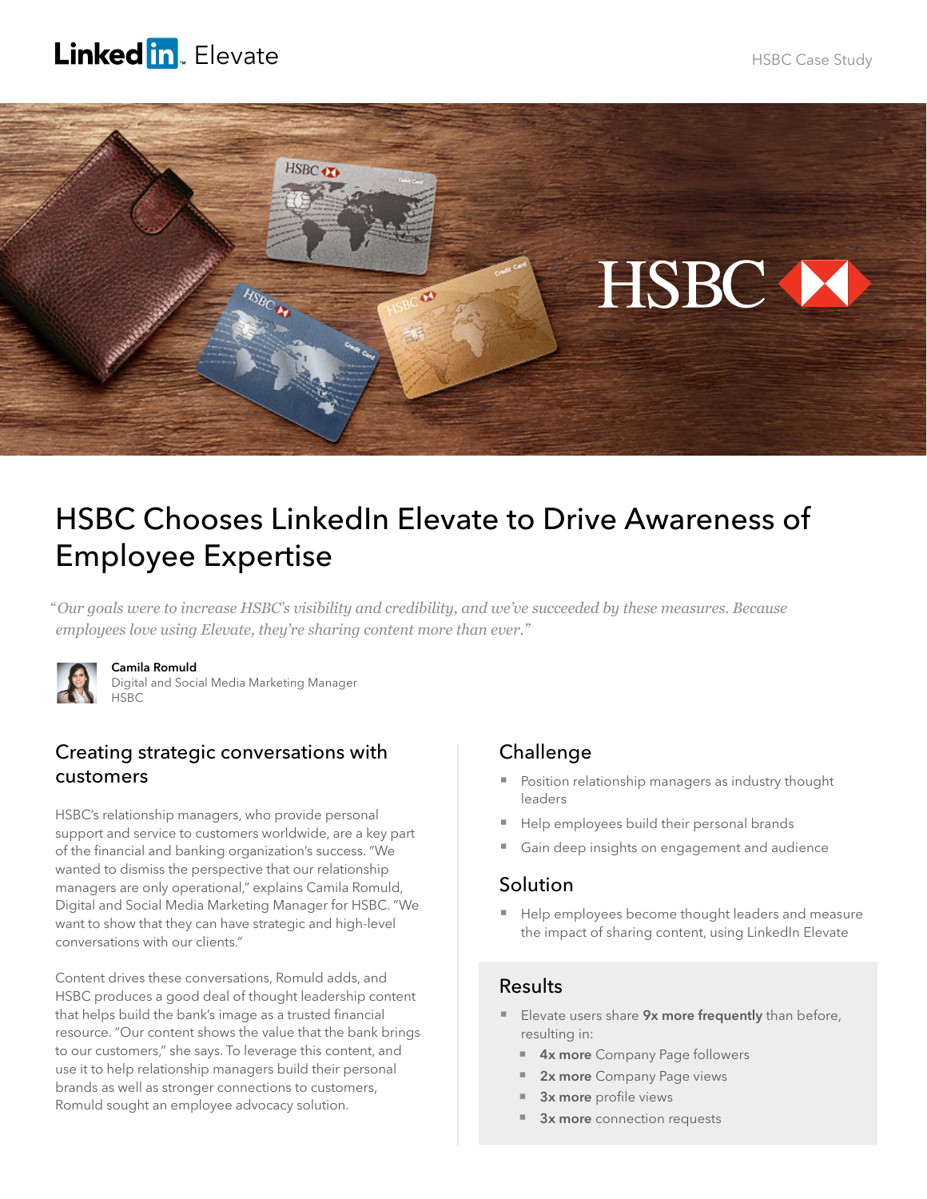LinkedIn Elevate

HSBC Case Study

# HSBC Chooses LinkedIn Elevate to Drive Awareness of Employee Expertise

*"Our goals were to increase HSBC's visibility and credibility, and we've succeeded by these measures. Because employees love using Elevate, they're sharing content more than ever."*

**Camila Romuld**
Digital and Social Media Marketing Manager
HSBC

## Creating strategic conversations with customers

HSBC's relationship managers, who provide personal support and service to customers worldwide, are a key part of the financial and banking organization's success. "We wanted to dismiss the perspective that our relationship managers are only operational," explains Camila Romuld, Digital and Social Media Marketing Manager for HSBC. "We want to show that they can have strategic and high-level conversations with our clients."

Content drives these conversations, Romuld adds, and HSBC produces a good deal of thought leadership content that helps build the bank's image as a trusted financial resource. "Our content shows the value that the bank brings to our customers," she says. To leverage this content, and use it to help relationship managers build their personal brands as well as stronger connections to customers, Romuld sought an employee advocacy solution.

## Challenge

- Position relationship managers as industry thought leaders
- Help employees build their personal brands
- Gain deep insights on engagement and audience

## Solution

- Help employees become thought leaders and measure the impact of sharing content, using LinkedIn Elevate

## Results

- Elevate users share **9x more frequently** than before, resulting in:
  - **4x more** Company Page followers
  - **2x more** Company Page views
  - **3x more** profile views
  - **3x more** connection requests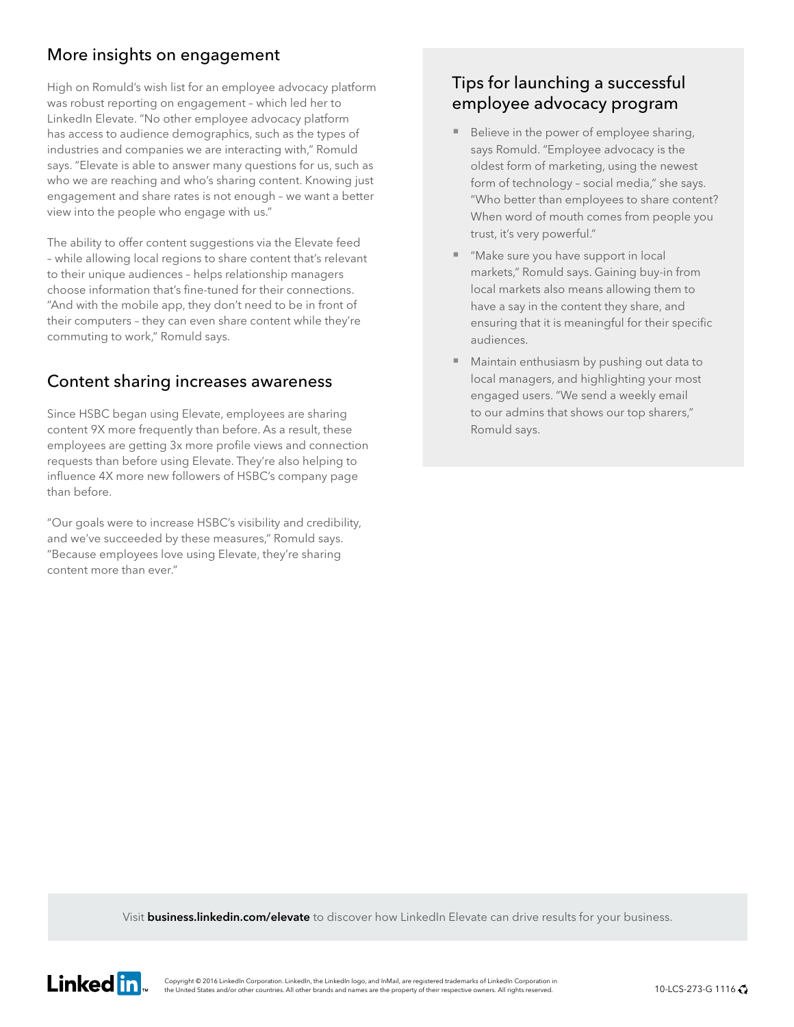## More insights on engagement

High on Romuld's wish list for an employee advocacy platform was robust reporting on engagement – which led her to LinkedIn Elevate. "No other employee advocacy platform has access to audience demographics, such as the types of industries and companies we are interacting with," Romuld says. "Elevate is able to answer many questions for us, such as who we are reaching and who's sharing content. Knowing just engagement and share rates is not enough – we want a better view into the people who engage with us."

The ability to offer content suggestions via the Elevate feed – while allowing local regions to share content that's relevant to their unique audiences – helps relationship managers choose information that's fine-tuned for their connections. "And with the mobile app, they don't need to be in front of their computers – they can even share content while they're commuting to work," Romuld says.

## Content sharing increases awareness

Since HSBC began using Elevate, employees are sharing content 9X more frequently than before. As a result, these employees are getting 3x more profile views and connection requests than before using Elevate. They're also helping to influence 4X more new followers of HSBC's company page than before.

"Our goals were to increase HSBC's visibility and credibility, and we've succeeded by these measures," Romuld says. "Because employees love using Elevate, they're sharing content more than ever."

## Tips for launching a successful employee advocacy program

- Believe in the power of employee sharing, says Romuld. "Employee advocacy is the oldest form of marketing, using the newest form of technology – social media," she says. "Who better than employees to share content? When word of mouth comes from people you trust, it's very powerful."
- "Make sure you have support in local markets," Romuld says. Gaining buy-in from local markets also means allowing them to have a say in the content they share, and ensuring that it is meaningful for their specific audiences.
- Maintain enthusiasm by pushing out data to local managers, and highlighting your most engaged users. "We send a weekly email to our admins that shows our top sharers," Romuld says.

Visit **business.linkedin.com/elevate** to discover how LinkedIn Elevate can drive results for your business.

LinkedIn™

Copyright © 2016 LinkedIn Corporation. LinkedIn, the LinkedIn logo, and InMail, are registered trademarks of LinkedIn Corporation in the United States and/or other countries. All other brands and names are the property of their respective owners. All rights reserved.

10-LCS-273-G 1116